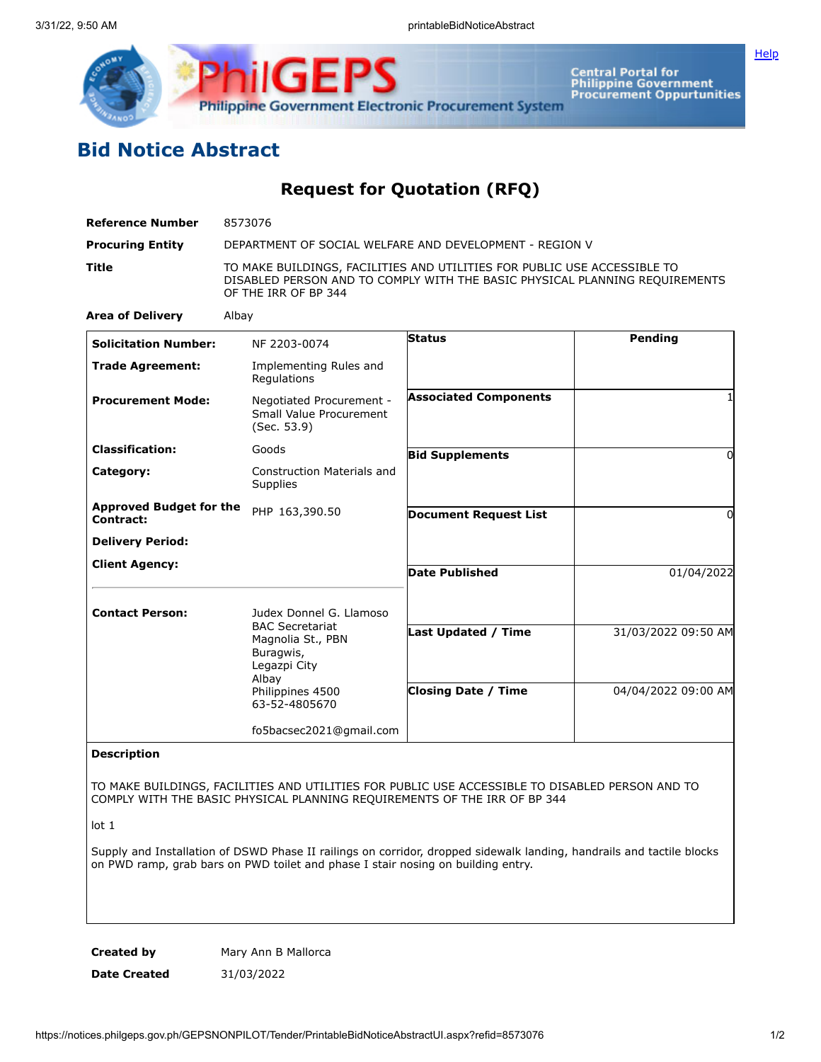# Bid Notice Abstract

## Request for Quotation (RFQ)

| | |
|---|---|
| **Reference Number** | 8573076 |
| **Procuring Entity** | DEPARTMENT OF SOCIAL WELFARE AND DEVELOPMENT - REGION V |
| **Title** | TO MAKE BUILDINGS, FACILITIES AND UTILITIES FOR PUBLIC USE ACCESSIBLE TO DISABLED PERSON AND TO COMPLY WITH THE BASIC PHYSICAL PLANNING REQUIREMENTS OF THE IRR OF BP 344 |
| **Area of Delivery** | Albay |

| | | | |
|---|---|---|---|
| **Solicitation Number:** | NF 2203-0074 | **Status** | Pending |
| **Trade Agreement:** | Implementing Rules and Regulations | | |
| **Procurement Mode:** | Negotiated Procurement - Small Value Procurement (Sec. 53.9) | **Associated Components** | 1 |
| **Classification:** | Goods | **Bid Supplements** | 0 |
| **Category:** | Construction Materials and Supplies | | |
| **Approved Budget for the Contract:** | PHP 163,390.50 | **Document Request List** | 0 |
| **Delivery Period:** | | | |
| **Client Agency:** | | **Date Published** | 01/04/2022 |
| **Contact Person:** | Judex Donnel G. Llamoso<br>BAC Secretariat<br>Magnolia St., PBN<br>Buragwis,<br>Legazpi City<br>Albay<br>Philippines 4500<br>63-52-4805670<br><br>fo5bacsec2021@gmail.com | **Last Updated / Time** | 31/03/2022 09:50 AM |
| | | **Closing Date / Time** | 04/04/2022 09:00 AM |

**Description**

TO MAKE BUILDINGS, FACILITIES AND UTILITIES FOR PUBLIC USE ACCESSIBLE TO DISABLED PERSON AND TO COMPLY WITH THE BASIC PHYSICAL PLANNING REQUIREMENTS OF THE IRR OF BP 344

lot 1

Supply and Installation of DSWD Phase II railings on corridor, dropped sidewalk landing, handrails and tactile blocks on PWD ramp, grab bars on PWD toilet and phase I stair nosing on building entry.

| | |
|---|---|
| **Created by** | Mary Ann B Mallorca |
| **Date Created** | 31/03/2022 |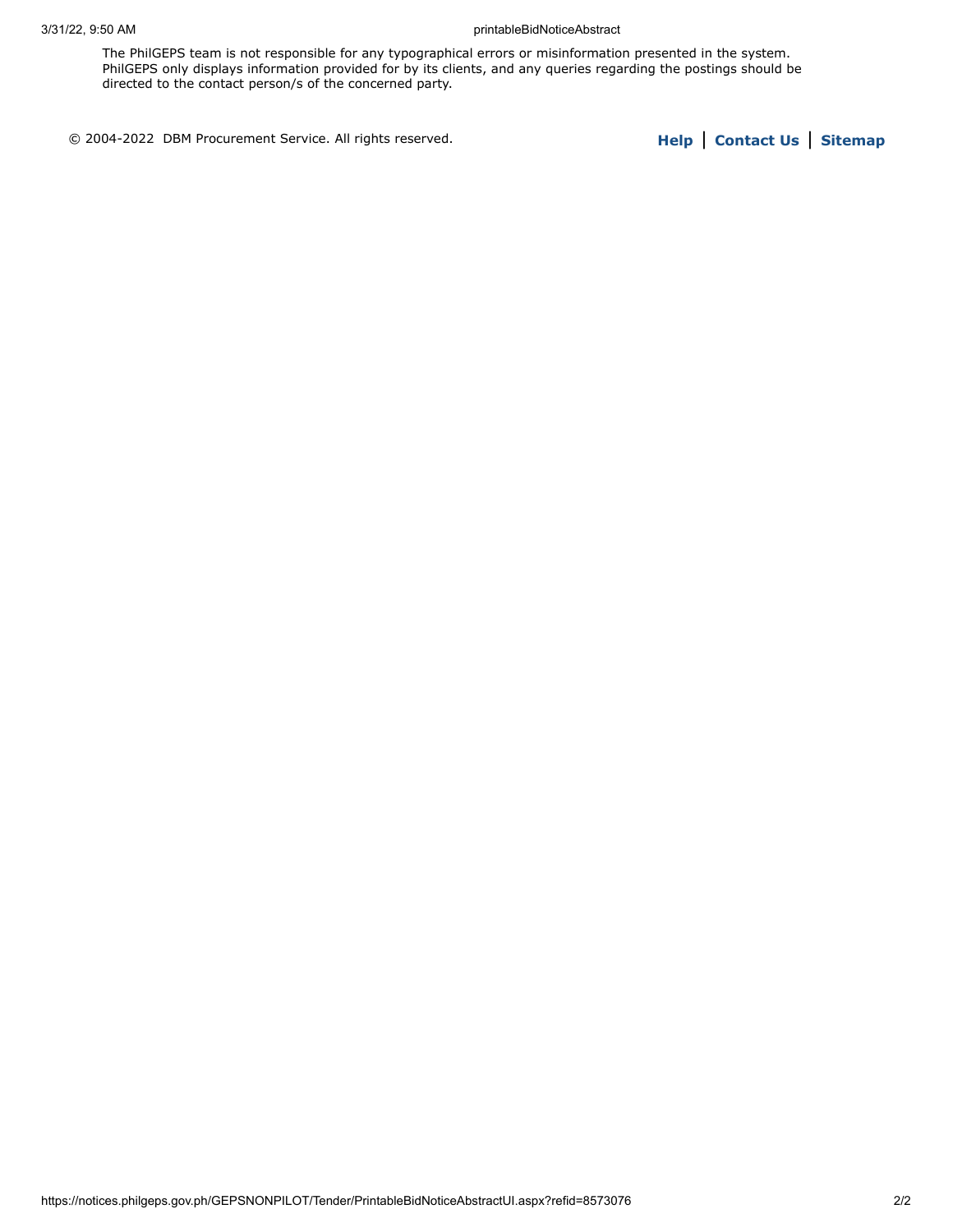The PhilGEPS team is not responsible for any typographical errors or misinformation presented in the system. PhilGEPS only displays information provided for by its clients, and any queries regarding the postings should be directed to the contact person/s of the concerned party.

© 2004-2022 DBM Procurement Service. All rights reserved.

**Help** | **Contact Us** | **Sitemap**